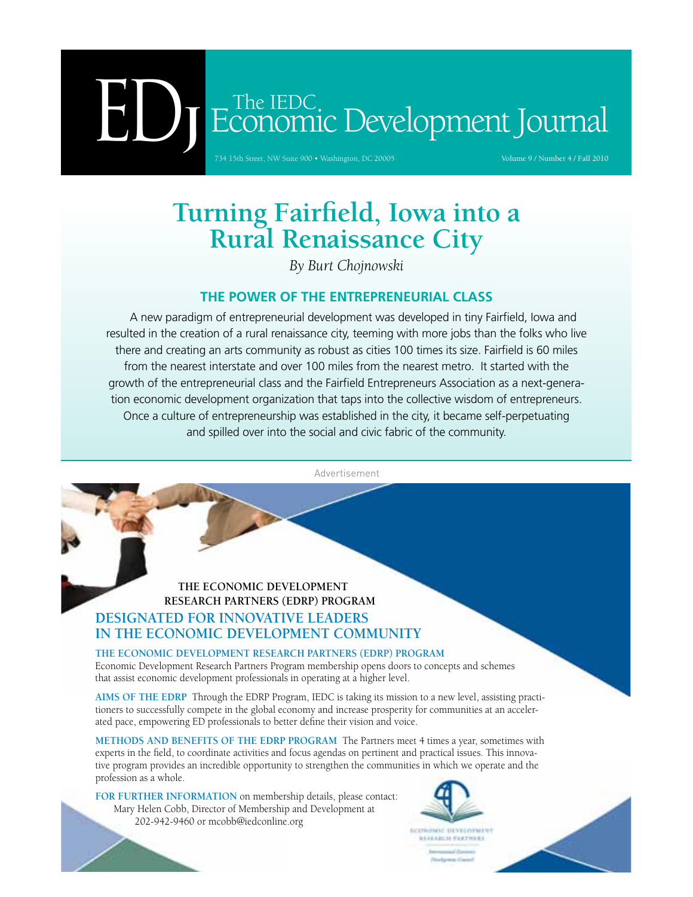# EDJ The IEDC Economic Development Journal

734 15th Street, NW Suite 900 • Washington, DC 20005

Volume 9 / Number 4 / Fall 2010

# Turning Fairfield, Iowa into a Rural Renaissance City

*By Burt Chojnowski*

## THE POWER OF THE ENTREPRENEURIAL CLASS

A new paradigm of entrepreneurial development was developed in tiny Fairfield, Iowa and resulted in the creation of a rural renaissance city, teeming with more jobs than the folks who live there and creating an arts community as robust as cities 100 times its size. Fairfield is 60 miles from the nearest interstate and over 100 miles from the nearest metro. It started with the growth of the entrepreneurial class and the Fairfield Entrepreneurs Association as a next-generation economic development organization that taps into the collective wisdom of entrepreneurs. Once a culture of entrepreneurship was established in the city, it became self-perpetuating and spilled over into the social and civic fabric of the community.

Advertisement

**THE ECONOMIC DEVELOPMENT RESEARCH PARTNERS (EDRP) PROGRAM**

## DESIGNATED FOR INNOVATIVE LEADERS IN THE ECONOMIC DEVELOPMENT COMMUNITY

**THE ECONOMIC DEVELOPMENT RESEARCH PARTNERS (EDRP) PROGRAM**
Economic Development Research Partners Program membership opens doors to concepts and schemes that assist economic development professionals in operating at a higher level.

**AIMS OF THE EDRP** Through the EDRP Program, IEDC is taking its mission to a new level, assisting practitioners to successfully compete in the global economy and increase prosperity for communities at an accelerated pace, empowering ED professionals to better define their vision and voice.

**METHODS AND BENEFITS OF THE EDRP PROGRAM** The Partners meet 4 times a year, sometimes with experts in the field, to coordinate activities and focus agendas on pertinent and practical issues. This innovative program provides an incredible opportunity to strengthen the communities in which we operate and the profession as a whole.

**FOR FURTHER INFORMATION** on membership details, please contact:
Mary Helen Cobb, Director of Membership and Development at
202-942-9460 or mcobb@iedconline.org

ECONOMIC DEVELOPMENT RESEARCH PARTNERS
International Economic Development Council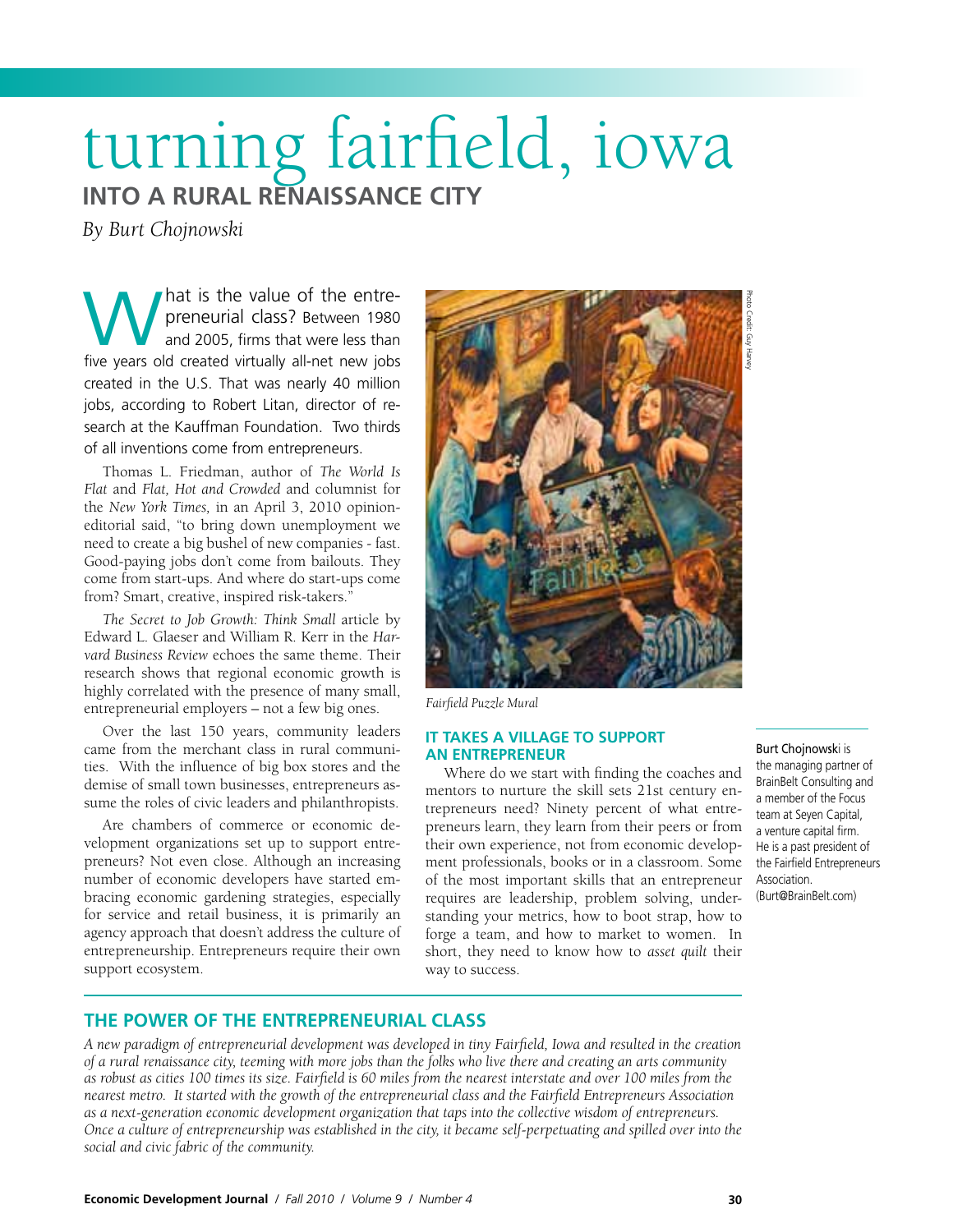# turning fairfield, iowa

## INTO A RURAL RENAISSANCE CITY

*By Burt Chojnowski*

What is the value of the entrepreneurial class? Between 1980 and 2005, firms that were less than five years old created virtually all-net new jobs created in the U.S. That was nearly 40 million jobs, according to Robert Litan, director of research at the Kauffman Foundation. Two thirds of all inventions come from entrepreneurs.

Thomas L. Friedman, author of *The World Is Flat* and *Flat, Hot and Crowded* and columnist for the *New York Times,* in an April 3, 2010 opinion-editorial said, "to bring down unemployment we need to create a big bushel of new companies - fast. Good-paying jobs don't come from bailouts. They come from start-ups. And where do start-ups come from? Smart, creative, inspired risk-takers."

*The Secret to Job Growth: Think Small* article by Edward L. Glaeser and William R. Kerr in the *Harvard Business Review* echoes the same theme. Their research shows that regional economic growth is highly correlated with the presence of many small, entrepreneurial employers – not a few big ones.

Over the last 150 years, community leaders came from the merchant class in rural communities. With the influence of big box stores and the demise of small town businesses, entrepreneurs assume the roles of civic leaders and philanthropists.

Are chambers of commerce or economic development organizations set up to support entrepreneurs? Not even close. Although an increasing number of economic developers have started embracing economic gardening strategies, especially for service and retail business, it is primarily an agency approach that doesn't address the culture of entrepreneurship. Entrepreneurs require their own support ecosystem.

Photo Credit: Guy Harvey

*Fairfield Puzzle Mural*

### IT TAKES A VILLAGE TO SUPPORT AN ENTREPRENEUR

Where do we start with finding the coaches and mentors to nurture the skill sets 21st century entrepreneurs need? Ninety percent of what entrepreneurs learn, they learn from their peers or from their own experience, not from economic development professionals, books or in a classroom. Some of the most important skills that an entrepreneur requires are leadership, problem solving, understanding your metrics, how to boot strap, how to forge a team, and how to market to women. In short, they need to know how to *asset quilt* their way to success.

Burt Chojnowski is the managing partner of BrainBelt Consulting and a member of the Focus team at Seyen Capital, a venture capital firm. He is a past president of the Fairfield Entrepreneurs Association. (Burt@BrainBelt.com)

### THE POWER OF THE ENTREPRENEURIAL CLASS

*A new paradigm of entrepreneurial development was developed in tiny Fairfield, Iowa and resulted in the creation of a rural renaissance city, teeming with more jobs than the folks who live there and creating an arts community as robust as cities 100 times its size. Fairfield is 60 miles from the nearest interstate and over 100 miles from the nearest metro. It started with the growth of the entrepreneurial class and the Fairfield Entrepreneurs Association as a next-generation economic development organization that taps into the collective wisdom of entrepreneurs. Once a culture of entrepreneurship was established in the city, it became self-perpetuating and spilled over into the social and civic fabric of the community.*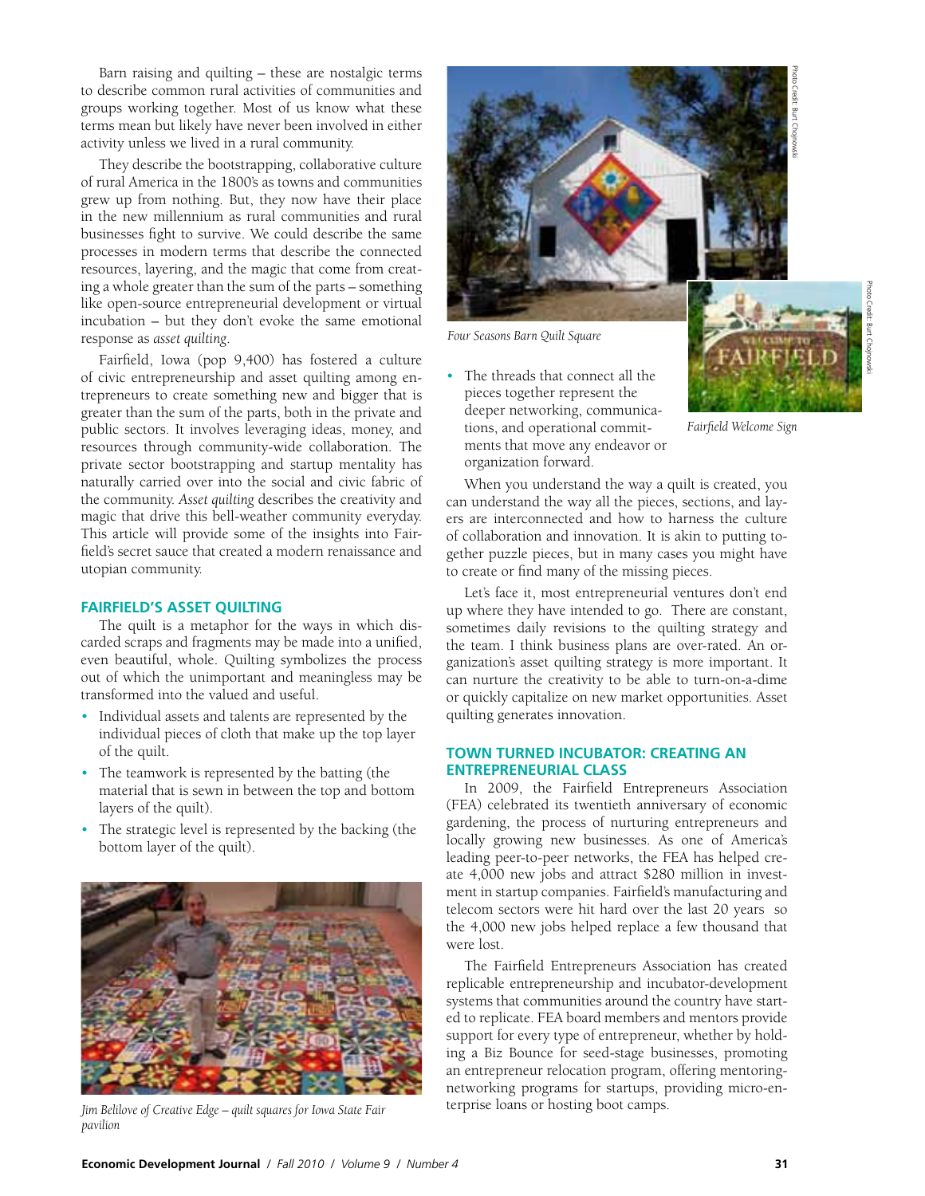Barn raising and quilting – these are nostalgic terms to describe common rural activities of communities and groups working together. Most of us know what these terms mean but likely have never been involved in either activity unless we lived in a rural community.

They describe the bootstrapping, collaborative culture of rural America in the 1800's as towns and communities grew up from nothing. But, they now have their place in the new millennium as rural communities and rural businesses fight to survive. We could describe the same processes in modern terms that describe the connected resources, layering, and the magic that come from creating a whole greater than the sum of the parts – something like open-source entrepreneurial development or virtual incubation – but they don't evoke the same emotional response as *asset quilting*.

Fairfield, Iowa (pop 9,400) has fostered a culture of civic entrepreneurship and asset quilting among entrepreneurs to create something new and bigger that is greater than the sum of the parts, both in the private and public sectors. It involves leveraging ideas, money, and resources through community-wide collaboration. The private sector bootstrapping and startup mentality has naturally carried over into the social and civic fabric of the community. *Asset quilting* describes the creativity and magic that drive this bell-weather community everyday. This article will provide some of the insights into Fairfield's secret sauce that created a modern renaissance and utopian community.

## FAIRFIELD'S ASSET QUILTING

The quilt is a metaphor for the ways in which discarded scraps and fragments may be made into a unified, even beautiful, whole. Quilting symbolizes the process out of which the unimportant and meaningless may be transformed into the valued and useful.

- Individual assets and talents are represented by the individual pieces of cloth that make up the top layer of the quilt.
- The teamwork is represented by the batting (the material that is sewn in between the top and bottom layers of the quilt).
- The strategic level is represented by the backing (the bottom layer of the quilt).
- The threads that connect all the pieces together represent the deeper networking, communications, and operational commitments that move any endeavor or organization forward.

*Jim Belilove of Creative Edge – quilt squares for Iowa State Fair pavilion*

*Four Seasons Barn Quilt Square*

Photo Credit: Burt Chojnowski

*Fairfield Welcome Sign*

Photo Credit: Burt Chojnowski

When you understand the way a quilt is created, you can understand the way all the pieces, sections, and layers are interconnected and how to harness the culture of collaboration and innovation. It is akin to putting together puzzle pieces, but in many cases you might have to create or find many of the missing pieces.

Let's face it, most entrepreneurial ventures don't end up where they have intended to go. There are constant, sometimes daily revisions to the quilting strategy and the team. I think business plans are over-rated. An organization's asset quilting strategy is more important. It can nurture the creativity to be able to turn-on-a-dime or quickly capitalize on new market opportunities. Asset quilting generates innovation.

## TOWN TURNED INCUBATOR: CREATING AN ENTREPRENEURIAL CLASS

In 2009, the Fairfield Entrepreneurs Association (FEA) celebrated its twentieth anniversary of economic gardening, the process of nurturing entrepreneurs and locally growing new businesses. As one of America's leading peer-to-peer networks, the FEA has helped create 4,000 new jobs and attract $280 million in investment in startup companies. Fairfield's manufacturing and telecom sectors were hit hard over the last 20 years so the 4,000 new jobs helped replace a few thousand that were lost.

The Fairfield Entrepreneurs Association has created replicable entrepreneurship and incubator-development systems that communities around the country have started to replicate. FEA board members and mentors provide support for every type of entrepreneur, whether by holding a Biz Bounce for seed-stage businesses, promoting an entrepreneur relocation program, offering mentoring-networking programs for startups, providing micro-enterprise loans or hosting boot camps.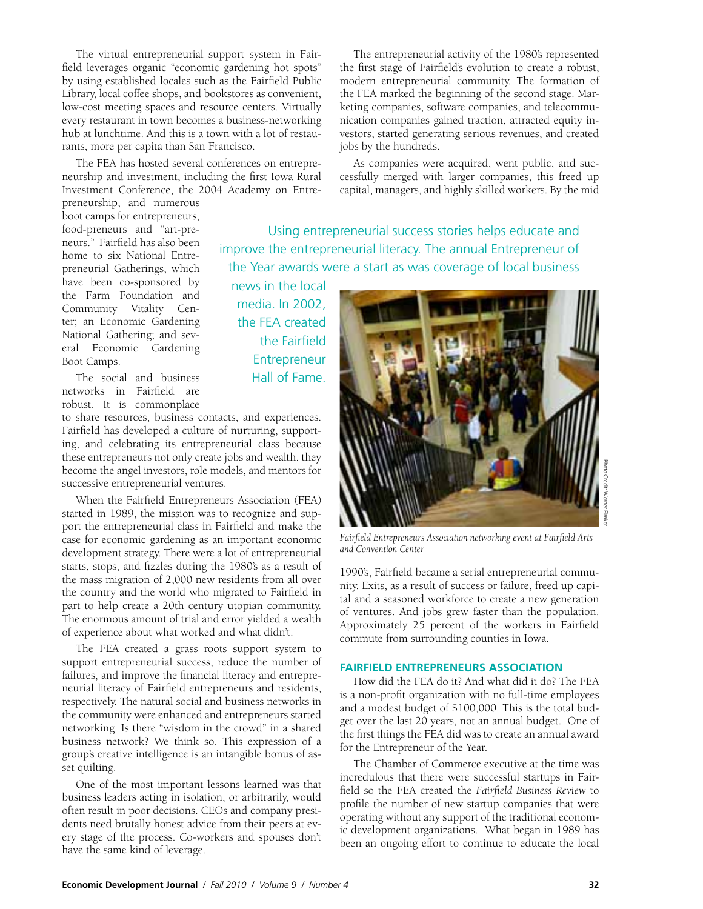The virtual entrepreneurial support system in Fairfield leverages organic "economic gardening hot spots" by using established locales such as the Fairfield Public Library, local coffee shops, and bookstores as convenient, low-cost meeting spaces and resource centers. Virtually every restaurant in town becomes a business-networking hub at lunchtime. And this is a town with a lot of restaurants, more per capita than San Francisco.

The FEA has hosted several conferences on entrepreneurship and investment, including the first Iowa Rural Investment Conference, the 2004 Academy on Entrepreneurship, and numerous boot camps for entrepreneurs, food-preneurs and "art-preneurs." Fairfield has also been home to six National Entrepreneurial Gatherings, which have been co-sponsored by the Farm Foundation and Community Vitality Center; an Economic Gardening National Gathering; and several Economic Gardening Boot Camps.

The social and business networks in Fairfield are robust. It is commonplace to share resources, business contacts, and experiences. Fairfield has developed a culture of nurturing, supporting, and celebrating its entrepreneurial class because these entrepreneurs not only create jobs and wealth, they become the angel investors, role models, and mentors for successive entrepreneurial ventures.

When the Fairfield Entrepreneurs Association (FEA) started in 1989, the mission was to recognize and support the entrepreneurial class in Fairfield and make the case for economic gardening as an important economic development strategy. There were a lot of entrepreneurial starts, stops, and fizzles during the 1980's as a result of the mass migration of 2,000 new residents from all over the country and the world who migrated to Fairfield in part to help create a 20th century utopian community. The enormous amount of trial and error yielded a wealth of experience about what worked and what didn't.

The FEA created a grass roots support system to support entrepreneurial success, reduce the number of failures, and improve the financial literacy and entrepreneurial literacy of Fairfield entrepreneurs and residents, respectively. The natural social and business networks in the community were enhanced and entrepreneurs started networking. Is there "wisdom in the crowd" in a shared business network? We think so. This expression of a group's creative intelligence is an intangible bonus of asset quilting.

One of the most important lessons learned was that business leaders acting in isolation, or arbitrarily, would often result in poor decisions. CEOs and company presidents need brutally honest advice from their peers at every stage of the process. Co-workers and spouses don't have the same kind of leverage.

The entrepreneurial activity of the 1980's represented the first stage of Fairfield's evolution to create a robust, modern entrepreneurial community. The formation of the FEA marked the beginning of the second stage. Marketing companies, software companies, and telecommunication companies gained traction, attracted equity investors, started generating serious revenues, and created jobs by the hundreds.

As companies were acquired, went public, and successfully merged with larger companies, this freed up capital, managers, and highly skilled workers. By the mid 1990's, Fairfield became a serial entrepreneurial community. Exits, as a result of success or failure, freed up capital and a seasoned workforce to create a new generation of ventures. And jobs grew faster than the population. Approximately 25 percent of the workers in Fairfield commute from surrounding counties in Iowa.

> Using entrepreneurial success stories helps educate and improve the entrepreneurial literacy. The annual Entrepreneur of the Year awards were a start as was coverage of local business news in the local media. In 2002, the FEA created the Fairfield Entrepreneur Hall of Fame.

*Fairfield Entrepreneurs Association networking event at Fairfield Arts and Convention Center*

Photo Credit: Werner Elmker

## FAIRFIELD ENTREPRENEURS ASSOCIATION

How did the FEA do it? And what did it do? The FEA is a non-profit organization with no full-time employees and a modest budget of $100,000. This is the total budget over the last 20 years, not an annual budget. One of the first things the FEA did was to create an annual award for the Entrepreneur of the Year.

The Chamber of Commerce executive at the time was incredulous that there were successful startups in Fairfield so the FEA created the *Fairfield Business Review* to profile the number of new startup companies that were operating without any support of the traditional economic development organizations. What began in 1989 has been an ongoing effort to continue to educate the local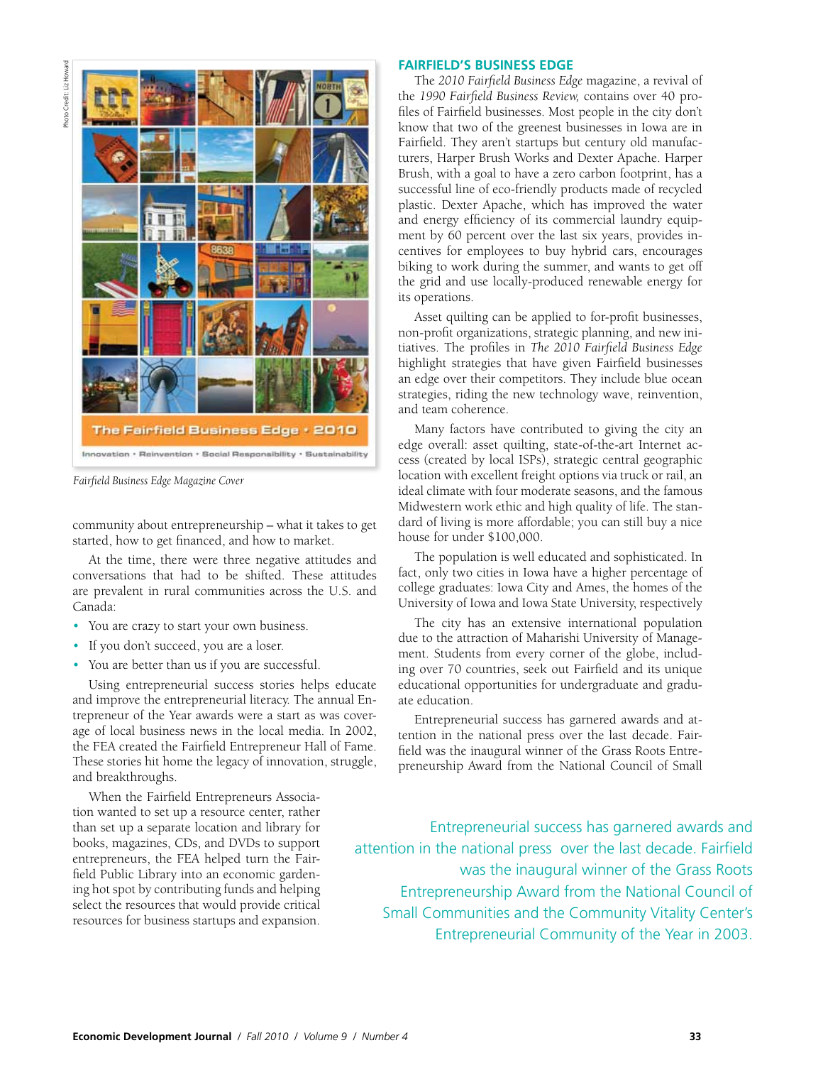Photo Credit: Liz Howard

*Fairfield Business Edge Magazine Cover*

community about entrepreneurship – what it takes to get started, how to get financed, and how to market.

At the time, there were three negative attitudes and conversations that had to be shifted. These attitudes are prevalent in rural communities across the U.S. and Canada:

- You are crazy to start your own business.
- If you don't succeed, you are a loser.
- You are better than us if you are successful.

Using entrepreneurial success stories helps educate and improve the entrepreneurial literacy. The annual Entrepreneur of the Year awards were a start as was coverage of local business news in the local media. In 2002, the FEA created the Fairfield Entrepreneur Hall of Fame. These stories hit home the legacy of innovation, struggle, and breakthroughs.

When the Fairfield Entrepreneurs Association wanted to set up a resource center, rather than set up a separate location and library for books, magazines, CDs, and DVDs to support entrepreneurs, the FEA helped turn the Fairfield Public Library into an economic gardening hot spot by contributing funds and helping select the resources that would provide critical resources for business startups and expansion.

## FAIRFIELD'S BUSINESS EDGE

The *2010 Fairfield Business Edge* magazine, a revival of the *1990 Fairfield Business Review,* contains over 40 profiles of Fairfield businesses. Most people in the city don't know that two of the greenest businesses in Iowa are in Fairfield. They aren't startups but century old manufacturers, Harper Brush Works and Dexter Apache. Harper Brush, with a goal to have a zero carbon footprint, has a successful line of eco-friendly products made of recycled plastic. Dexter Apache, which has improved the water and energy efficiency of its commercial laundry equipment by 60 percent over the last six years, provides incentives for employees to buy hybrid cars, encourages biking to work during the summer, and wants to get off the grid and use locally-produced renewable energy for its operations.

Asset quilting can be applied to for-profit businesses, non-profit organizations, strategic planning, and new initiatives. The profiles in *The 2010 Fairfield Business Edge* highlight strategies that have given Fairfield businesses an edge over their competitors. They include blue ocean strategies, riding the new technology wave, reinvention, and team coherence.

Many factors have contributed to giving the city an edge overall: asset quilting, state-of-the-art Internet access (created by local ISPs), strategic central geographic location with excellent freight options via truck or rail, an ideal climate with four moderate seasons, and the famous Midwestern work ethic and high quality of life. The standard of living is more affordable; you can still buy a nice house for under $100,000.

The population is well educated and sophisticated. In fact, only two cities in Iowa have a higher percentage of college graduates: Iowa City and Ames, the homes of the University of Iowa and Iowa State University, respectively

The city has an extensive international population due to the attraction of Maharishi University of Management. Students from every corner of the globe, including over 70 countries, seek out Fairfield and its unique educational opportunities for undergraduate and graduate education.

Entrepreneurial success has garnered awards and attention in the national press over the last decade. Fairfield was the inaugural winner of the Grass Roots Entrepreneurship Award from the National Council of Small

> Entrepreneurial success has garnered awards and attention in the national press over the last decade. Fairfield was the inaugural winner of the Grass Roots Entrepreneurship Award from the National Council of Small Communities and the Community Vitality Center's Entrepreneurial Community of the Year in 2003.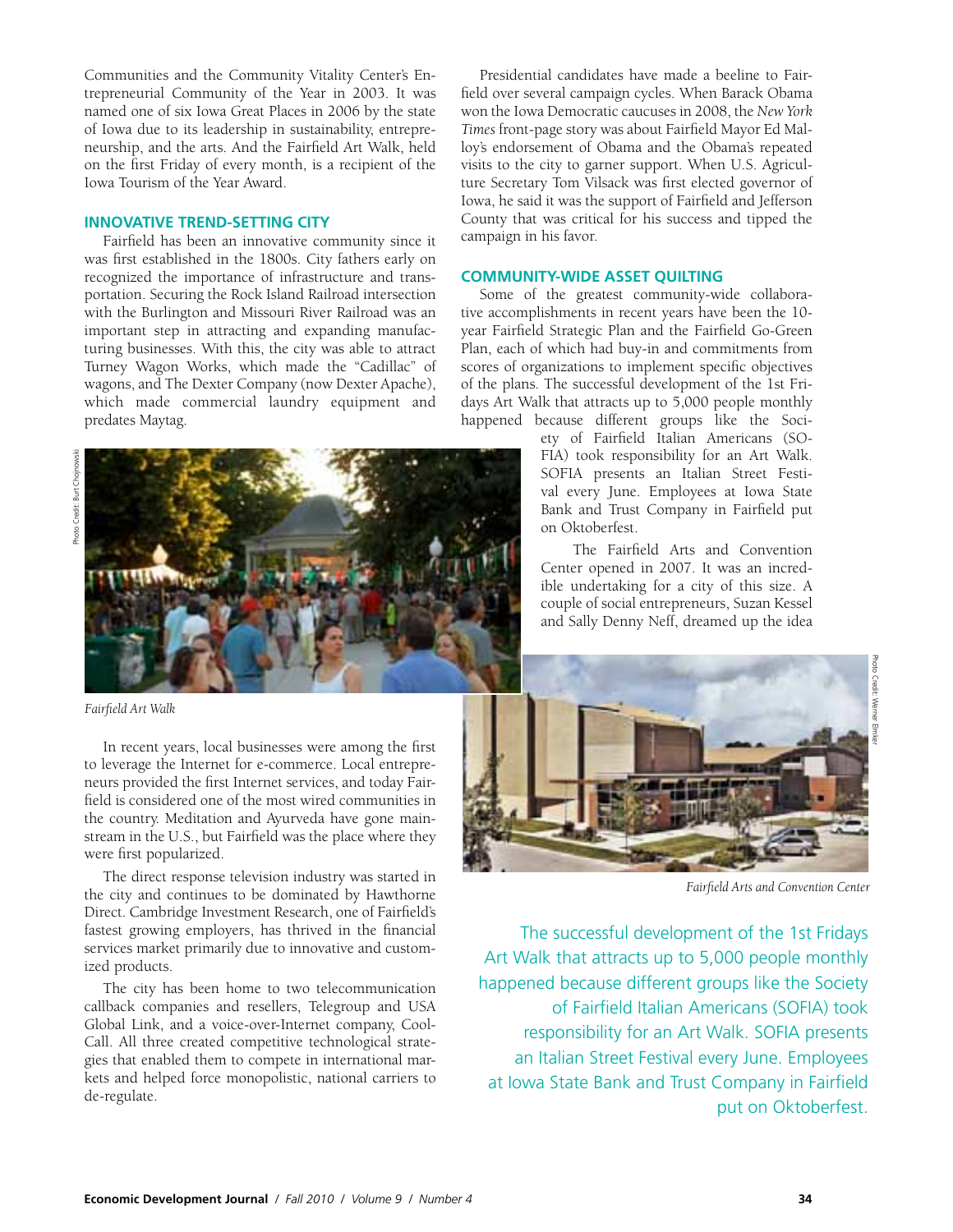Communities and the Community Vitality Center's Entrepreneurial Community of the Year in 2003. It was named one of six Iowa Great Places in 2006 by the state of Iowa due to its leadership in sustainability, entrepreneurship, and the arts. And the Fairfield Art Walk, held on the first Friday of every month, is a recipient of the Iowa Tourism of the Year Award.

## INNOVATIVE TREND-SETTING CITY

Fairfield has been an innovative community since it was first established in the 1800s. City fathers early on recognized the importance of infrastructure and transportation. Securing the Rock Island Railroad intersection with the Burlington and Missouri River Railroad was an important step in attracting and expanding manufacturing businesses. With this, the city was able to attract Turney Wagon Works, which made the "Cadillac" of wagons, and The Dexter Company (now Dexter Apache), which made commercial laundry equipment and predates Maytag.

Photo Credit: Burt Chojnowski

*Fairfield Art Walk*

In recent years, local businesses were among the first to leverage the Internet for e-commerce. Local entrepreneurs provided the first Internet services, and today Fairfield is considered one of the most wired communities in the country. Meditation and Ayurveda have gone mainstream in the U.S., but Fairfield was the place where they were first popularized.

The direct response television industry was started in the city and continues to be dominated by Hawthorne Direct. Cambridge Investment Research, one of Fairfield's fastest growing employers, has thrived in the financial services market primarily due to innovative and customized products.

The city has been home to two telecommunication callback companies and resellers, Telegroup and USA Global Link, and a voice-over-Internet company, CoolCall. All three created competitive technological strategies that enabled them to compete in international markets and helped force monopolistic, national carriers to de-regulate.

Presidential candidates have made a beeline to Fairfield over several campaign cycles. When Barack Obama won the Iowa Democratic caucuses in 2008, the *New York Times* front-page story was about Fairfield Mayor Ed Malloy's endorsement of Obama and the Obama's repeated visits to the city to garner support. When U.S. Agriculture Secretary Tom Vilsack was first elected governor of Iowa, he said it was the support of Fairfield and Jefferson County that was critical for his success and tipped the campaign in his favor.

## COMMUNITY-WIDE ASSET QUILTING

Some of the greatest community-wide collaborative accomplishments in recent years have been the 10-year Fairfield Strategic Plan and the Fairfield Go-Green Plan, each of which had buy-in and commitments from scores of organizations to implement specific objectives of the plans. The successful development of the 1st Fridays Art Walk that attracts up to 5,000 people monthly happened because different groups like the Society of Fairfield Italian Americans (SOFIA) took responsibility for an Art Walk. SOFIA presents an Italian Street Festival every June. Employees at Iowa State Bank and Trust Company in Fairfield put on Oktoberfest.

The Fairfield Arts and Convention Center opened in 2007. It was an incredible undertaking for a city of this size. A couple of social entrepreneurs, Suzan Kessel and Sally Denny Neff, dreamed up the idea

Photo Credit: Werner Elmker

*Fairfield Arts and Convention Center*

The successful development of the 1st Fridays Art Walk that attracts up to 5,000 people monthly happened because different groups like the Society of Fairfield Italian Americans (SOFIA) took responsibility for an Art Walk. SOFIA presents an Italian Street Festival every June. Employees at Iowa State Bank and Trust Company in Fairfield put on Oktoberfest.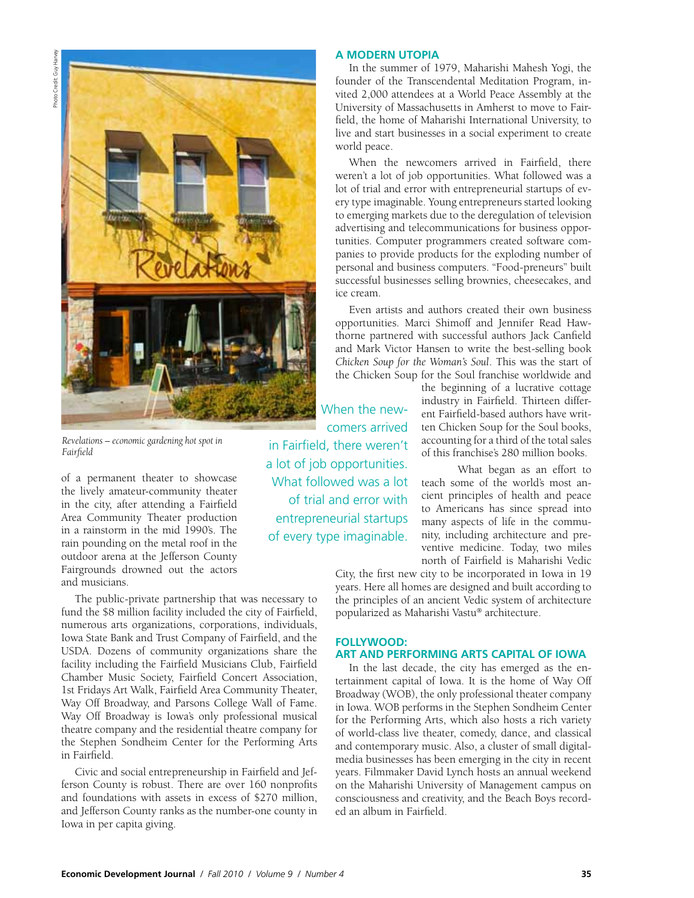Photo Credit: Guy Harvey

*Revelations – economic gardening hot spot in Fairfield*

of a permanent theater to showcase the lively amateur-community theater in the city, after attending a Fairfield Area Community Theater production in a rainstorm in the mid 1990's. The rain pounding on the metal roof in the outdoor arena at the Jefferson County Fairgrounds drowned out the actors and musicians.

The public-private partnership that was necessary to fund the $8 million facility included the city of Fairfield, numerous arts organizations, corporations, individuals, Iowa State Bank and Trust Company of Fairfield, and the USDA. Dozens of community organizations share the facility including the Fairfield Musicians Club, Fairfield Chamber Music Society, Fairfield Concert Association, 1st Fridays Art Walk, Fairfield Area Community Theater, Way Off Broadway, and Parsons College Wall of Fame. Way Off Broadway is Iowa's only professional musical theatre company and the residential theatre company for the Stephen Sondheim Center for the Performing Arts in Fairfield.

Civic and social entrepreneurship in Fairfield and Jefferson County is robust. There are over 160 nonprofits and foundations with assets in excess of $270 million, and Jefferson County ranks as the number-one county in Iowa in per capita giving.

## A MODERN UTOPIA

In the summer of 1979, Maharishi Mahesh Yogi, the founder of the Transcendental Meditation Program, invited 2,000 attendees at a World Peace Assembly at the University of Massachusetts in Amherst to move to Fairfield, the home of Maharishi International University, to live and start businesses in a social experiment to create world peace.

When the newcomers arrived in Fairfield, there weren't a lot of job opportunities. What followed was a lot of trial and error with entrepreneurial startups of every type imaginable. Young entrepreneurs started looking to emerging markets due to the deregulation of television advertising and telecommunications for business opportunities. Computer programmers created software companies to provide products for the exploding number of personal and business computers. "Food-preneurs" built successful businesses selling brownies, cheesecakes, and ice cream.

Even artists and authors created their own business opportunities. Marci Shimoff and Jennifer Read Hawthorne partnered with successful authors Jack Canfield and Mark Victor Hansen to write the best-selling book *Chicken Soup for the Woman's Soul*. This was the start of the Chicken Soup for the Soul franchise worldwide and the beginning of a lucrative cottage industry in Fairfield. Thirteen different Fairfield-based authors have written Chicken Soup for the Soul books, accounting for a third of the total sales of this franchise's 280 million books.

> When the newcomers arrived in Fairfield, there weren't a lot of job opportunities. What followed was a lot of trial and error with entrepreneurial startups of every type imaginable.

What began as an effort to teach some of the world's most ancient principles of health and peace to Americans has since spread into many aspects of life in the community, including architecture and preventive medicine. Today, two miles north of Fairfield is Maharishi Vedic City, the first new city to be incorporated in Iowa in 19 years. Here all homes are designed and built according to the principles of an ancient Vedic system of architecture popularized as Maharishi Vastu® architecture.

## FOLLYWOOD: ART AND PERFORMING ARTS CAPITAL OF IOWA

In the last decade, the city has emerged as the entertainment capital of Iowa. It is the home of Way Off Broadway (WOB), the only professional theater company in Iowa. WOB performs in the Stephen Sondheim Center for the Performing Arts, which also hosts a rich variety of world-class live theater, comedy, dance, and classical and contemporary music. Also, a cluster of small digital-media businesses has been emerging in the city in recent years. Filmmaker David Lynch hosts an annual weekend on the Maharishi University of Management campus on consciousness and creativity, and the Beach Boys recorded an album in Fairfield.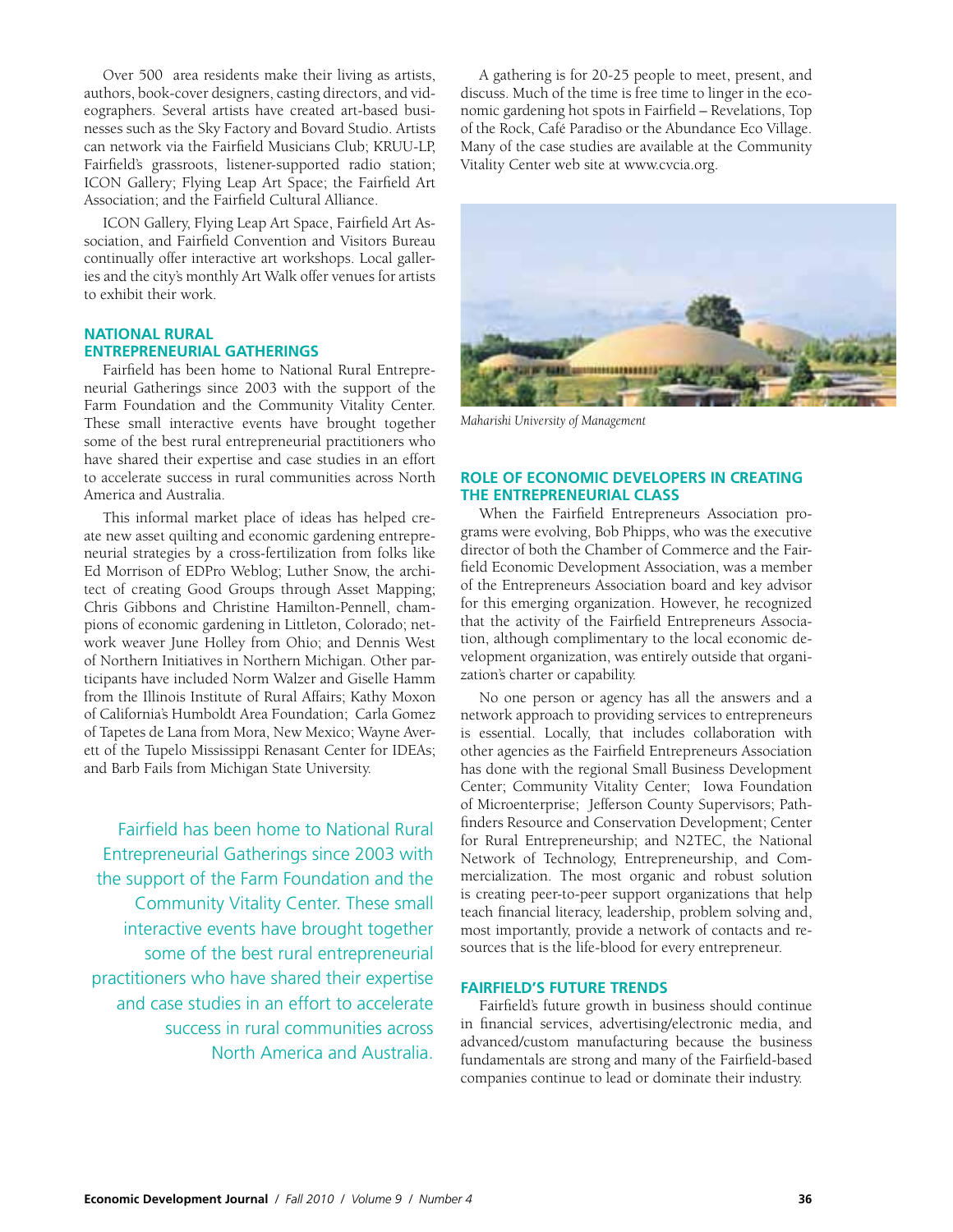Over 500 area residents make their living as artists, authors, book-cover designers, casting directors, and videographers. Several artists have created art-based businesses such as the Sky Factory and Bovard Studio. Artists can network via the Fairfield Musicians Club; KRUU-LP, Fairfield's grassroots, listener-supported radio station; ICON Gallery; Flying Leap Art Space; the Fairfield Art Association; and the Fairfield Cultural Alliance.

ICON Gallery, Flying Leap Art Space, Fairfield Art Association, and Fairfield Convention and Visitors Bureau continually offer interactive art workshops. Local galleries and the city's monthly Art Walk offer venues for artists to exhibit their work.

## NATIONAL RURAL ENTREPRENEURIAL GATHERINGS

Fairfield has been home to National Rural Entrepreneurial Gatherings since 2003 with the support of the Farm Foundation and the Community Vitality Center. These small interactive events have brought together some of the best rural entrepreneurial practitioners who have shared their expertise and case studies in an effort to accelerate success in rural communities across North America and Australia.

This informal market place of ideas has helped create new asset quilting and economic gardening entrepreneurial strategies by a cross-fertilization from folks like Ed Morrison of EDPro Weblog; Luther Snow, the architect of creating Good Groups through Asset Mapping; Chris Gibbons and Christine Hamilton-Pennell, champions of economic gardening in Littleton, Colorado; network weaver June Holley from Ohio; and Dennis West of Northern Initiatives in Northern Michigan. Other participants have included Norm Walzer and Giselle Hamm from the Illinois Institute of Rural Affairs; Kathy Moxon of California's Humboldt Area Foundation; Carla Gomez of Tapetes de Lana from Mora, New Mexico; Wayne Averett of the Tupelo Mississippi Renasant Center for IDEAs; and Barb Fails from Michigan State University.

> Fairfield has been home to National Rural Entrepreneurial Gatherings since 2003 with the support of the Farm Foundation and the Community Vitality Center. These small interactive events have brought together some of the best rural entrepreneurial practitioners who have shared their expertise and case studies in an effort to accelerate success in rural communities across North America and Australia.

A gathering is for 20-25 people to meet, present, and discuss. Much of the time is free time to linger in the economic gardening hot spots in Fairfield – Revelations, Top of the Rock, Café Paradiso or the Abundance Eco Village. Many of the case studies are available at the Community Vitality Center web site at www.cvcia.org.

*Maharishi University of Management*

## ROLE OF ECONOMIC DEVELOPERS IN CREATING THE ENTREPRENEURIAL CLASS

When the Fairfield Entrepreneurs Association programs were evolving, Bob Phipps, who was the executive director of both the Chamber of Commerce and the Fairfield Economic Development Association, was a member of the Entrepreneurs Association board and key advisor for this emerging organization. However, he recognized that the activity of the Fairfield Entrepreneurs Association, although complimentary to the local economic development organization, was entirely outside that organization's charter or capability.

No one person or agency has all the answers and a network approach to providing services to entrepreneurs is essential. Locally, that includes collaboration with other agencies as the Fairfield Entrepreneurs Association has done with the regional Small Business Development Center; Community Vitality Center; Iowa Foundation of Microenterprise; Jefferson County Supervisors; Pathfinders Resource and Conservation Development; Center for Rural Entrepreneurship; and N2TEC, the National Network of Technology, Entrepreneurship, and Commercialization. The most organic and robust solution is creating peer-to-peer support organizations that help teach financial literacy, leadership, problem solving and, most importantly, provide a network of contacts and resources that is the life-blood for every entrepreneur.

## FAIRFIELD'S FUTURE TRENDS

Fairfield's future growth in business should continue in financial services, advertising/electronic media, and advanced/custom manufacturing because the business fundamentals are strong and many of the Fairfield-based companies continue to lead or dominate their industry.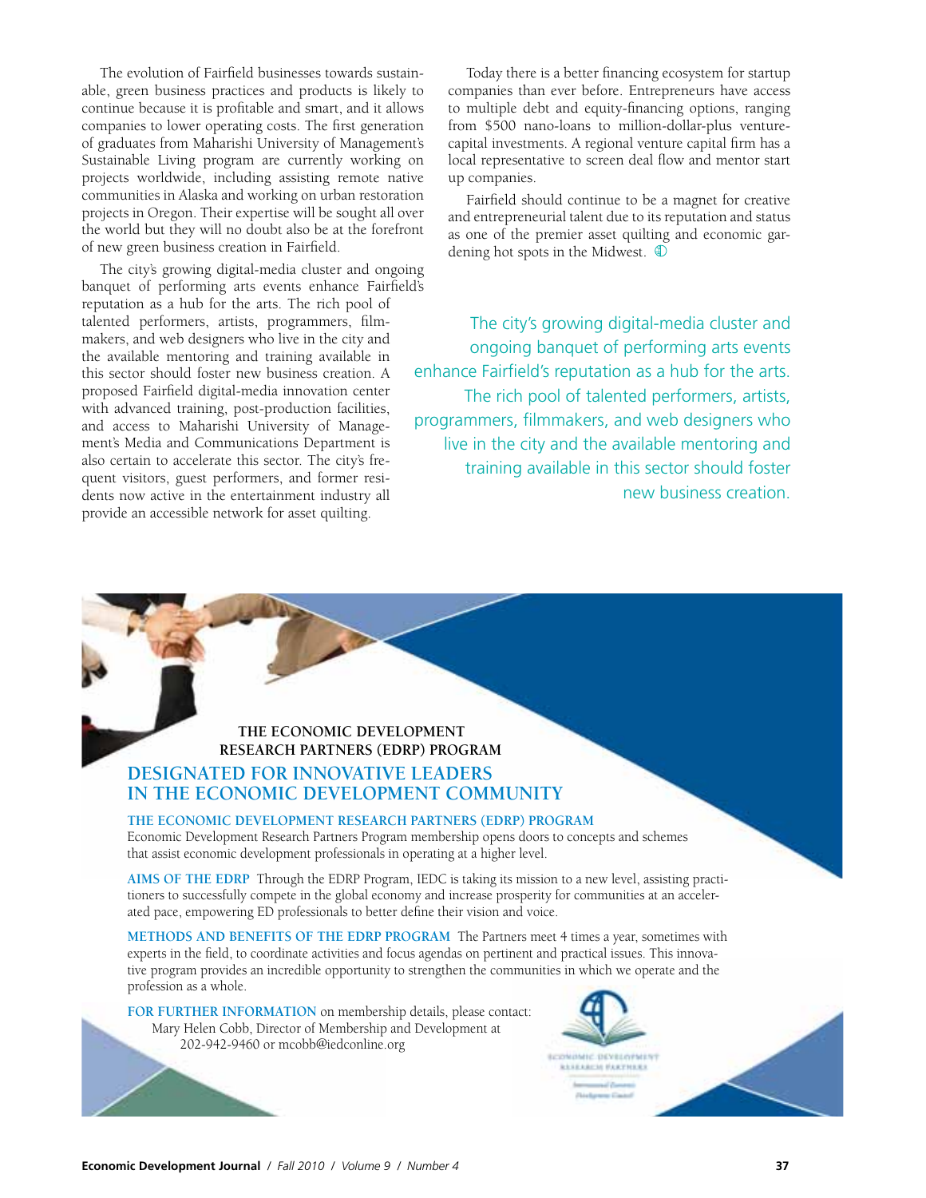The evolution of Fairfield businesses towards sustainable, green business practices and products is likely to continue because it is profitable and smart, and it allows companies to lower operating costs. The first generation of graduates from Maharishi University of Management's Sustainable Living program are currently working on projects worldwide, including assisting remote native communities in Alaska and working on urban restoration projects in Oregon. Their expertise will be sought all over the world but they will no doubt also be at the forefront of new green business creation in Fairfield.

The city's growing digital-media cluster and ongoing banquet of performing arts events enhance Fairfield's reputation as a hub for the arts. The rich pool of talented performers, artists, programmers, filmmakers, and web designers who live in the city and the available mentoring and training available in this sector should foster new business creation. A proposed Fairfield digital-media innovation center with advanced training, post-production facilities, and access to Maharishi University of Management's Media and Communications Department is also certain to accelerate this sector. The city's frequent visitors, guest performers, and former residents now active in the entertainment industry all provide an accessible network for asset quilting.

Today there is a better financing ecosystem for startup companies than ever before. Entrepreneurs have access to multiple debt and equity-financing options, ranging from $500 nano-loans to million-dollar-plus venture-capital investments. A regional venture capital firm has a local representative to screen deal flow and mentor start up companies.

Fairfield should continue to be a magnet for creative and entrepreneurial talent due to its reputation and status as one of the premier asset quilting and economic gardening hot spots in the Midwest.

> The city's growing digital-media cluster and ongoing banquet of performing arts events enhance Fairfield's reputation as a hub for the arts. The rich pool of talented performers, artists, programmers, filmmakers, and web designers who live in the city and the available mentoring and training available in this sector should foster new business creation.

**THE ECONOMIC DEVELOPMENT RESEARCH PARTNERS (EDRP) PROGRAM**

## DESIGNATED FOR INNOVATIVE LEADERS IN THE ECONOMIC DEVELOPMENT COMMUNITY

**THE ECONOMIC DEVELOPMENT RESEARCH PARTNERS (EDRP) PROGRAM**
Economic Development Research Partners Program membership opens doors to concepts and schemes that assist economic development professionals in operating at a higher level.

**AIMS OF THE EDRP** Through the EDRP Program, IEDC is taking its mission to a new level, assisting practitioners to successfully compete in the global economy and increase prosperity for communities at an accelerated pace, empowering ED professionals to better define their vision and voice.

**METHODS AND BENEFITS OF THE EDRP PROGRAM** The Partners meet 4 times a year, sometimes with experts in the field, to coordinate activities and focus agendas on pertinent and practical issues. This innovative program provides an incredible opportunity to strengthen the communities in which we operate and the profession as a whole.

**FOR FURTHER INFORMATION** on membership details, please contact:
Mary Helen Cobb, Director of Membership and Development at
202-942-9460 or mcobb@iedconline.org

ECONOMIC DEVELOPMENT RESEARCH PARTNERS
International Economic Development Council